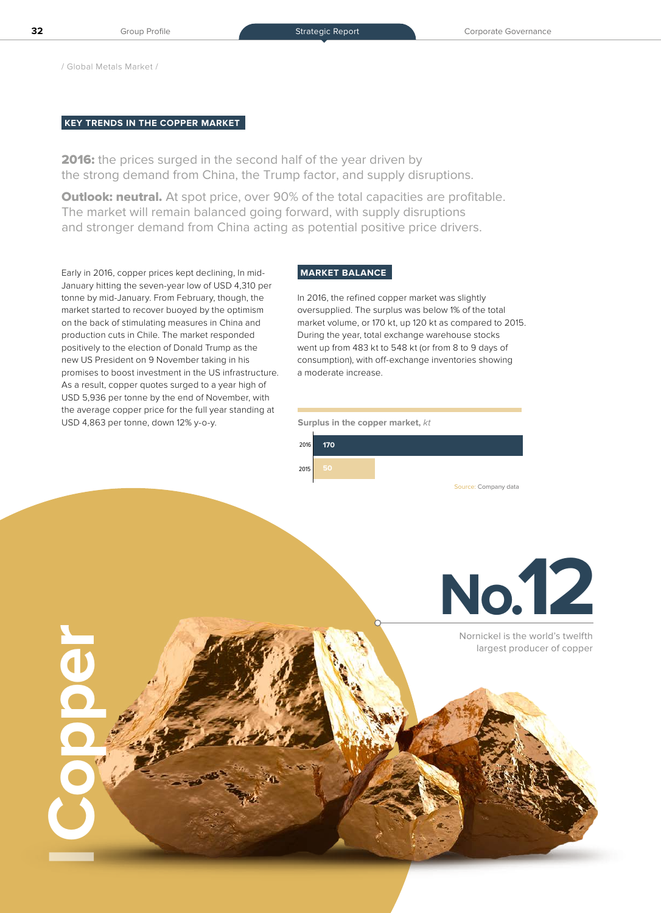/ Global Metals Market /

## KEY TRENDS IN THE COPPER MARKET

**2016:** the prices surged in the second half of the year driven by the strong demand from China, the Trump factor, and supply disruptions.

**Outlook: neutral.** At spot price, over 90% of the total capacities are profitable. The market will remain balanced going forward, with supply disruptions and stronger demand from China acting as potential positive price drivers.

Early in 2016, copper prices kept declining, In mid-January hitting the seven-year low of USD 4,310 per tonne by mid-January. From February, though, the market started to recover buoyed by the optimism on the back of stimulating measures in China and production cuts in Chile. The market responded positively to the election of Donald Trump as the new US President on 9 November taking in his promises to boost investment in the US infrastructure. As a result, copper quotes surged to a year high of USD 5,936 per tonne by the end of November, with the average copper price for the full year standing at USD 4,863 per tonne, down 12% y-o-y.

### MARKET BALANCE

In 2016, the refined copper market was slightly oversupplied. The surplus was below 1% of the total market volume, or 170 kt, up 120 kt as compared to 2015. During the year, total exchange warehouse stocks went up from 483 kt to 548 kt (or from 8 to 9 days of consumption), with off-exchange inventories showing a moderate increase.

**Surplus in the copper market,** *kt*

| Year | Surplus |
|---|---|
| 2016 | 170 |
| 2015 | 50 |

Source: Company data

# Copper

**No.12**

Nornickel is the world's twelfth largest producer of copper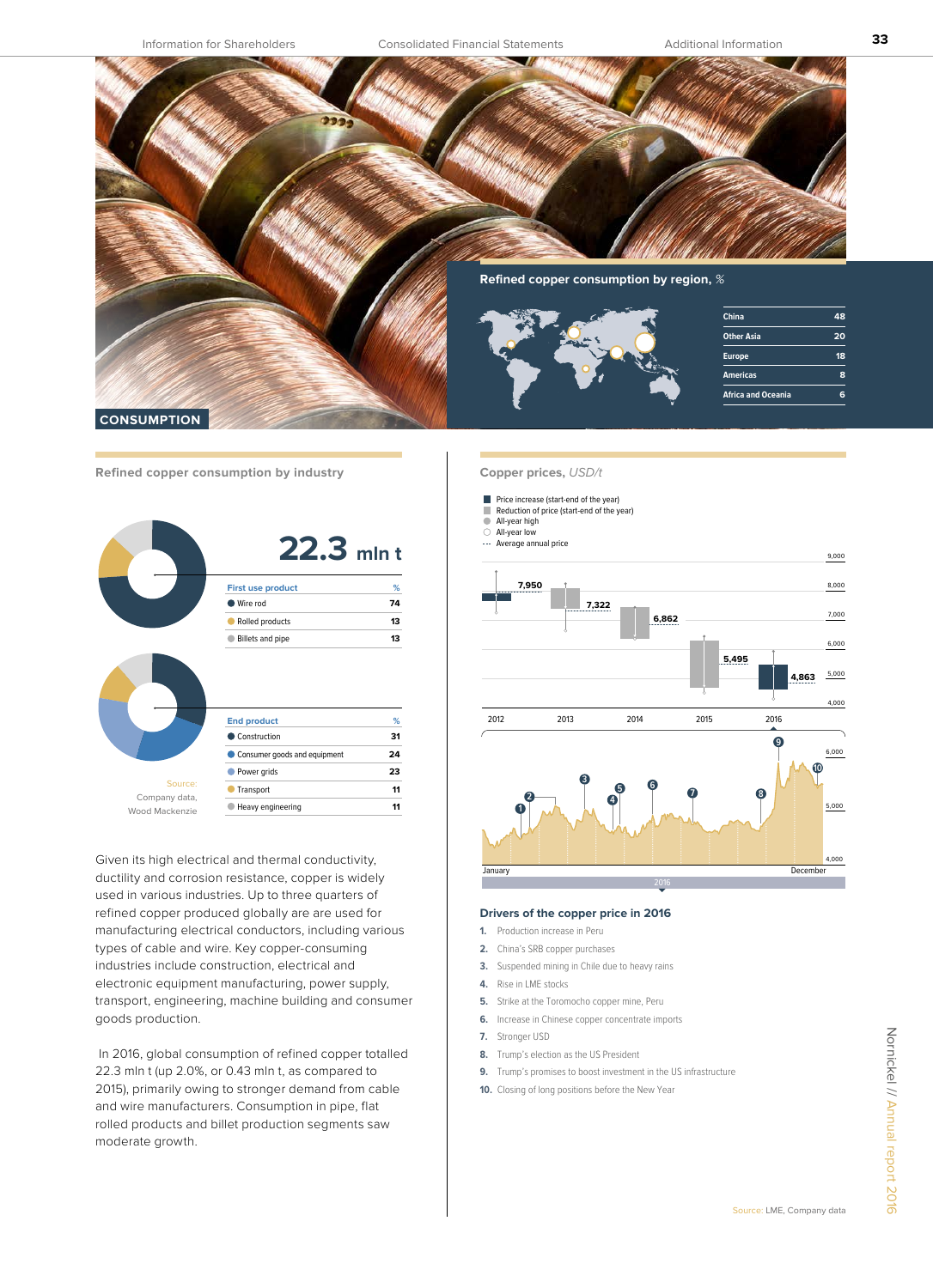## CONSUMPTION

### Refined copper consumption by region, %

| Region | % |
|---|---|
| China | 48 |
| Other Asia | 20 |
| Europe | 18 |
| Americas | 8 |
| Africa and Oceania | 6 |

### Refined copper consumption by industry

**22.3 mln t**

| First use product | % |
|---|---|
| Wire rod | 74 |
| Rolled products | 13 |
| Billets and pipe | 13 |

| End product | % |
|---|---|
| Construction | 31 |
| Consumer goods and equipment | 24 |
| Power grids | 23 |
| Transport | 11 |
| Heavy engineering | 11 |

Source: Company data, Wood Mackenzie

Given its high electrical and thermal conductivity, ductility and corrosion resistance, copper is widely used in various industries. Up to three quarters of refined copper produced globally are are used for manufacturing electrical conductors, including various types of cable and wire. Key copper-consuming industries include construction, electrical and electronic equipment manufacturing, power supply, transport, engineering, machine building and consumer goods production.

In 2016, global consumption of refined copper totalled 22.3 mln t (up 2.0%, or 0.43 mln t, as compared to 2015), primarily owing to stronger demand from cable and wire manufacturers. Consumption in pipe, flat rolled products and billet production segments saw moderate growth.

### Copper prices, *USD/t*

- Price increase (start-end of the year)
- Reduction of price (start-end of the year)
- All-year high
- All-year low
- Average annual price

| Year | Average annual price |
|---|---|
| 2012 | 7,950 |
| 2013 | 7,322 |
| 2014 | 6,862 |
| 2015 | 5,495 |
| 2016 | 4,863 |

### Drivers of the copper price in 2016

1. Production increase in Peru
2. China's SRB copper purchases
3. Suspended mining in Chile due to heavy rains
4. Rise in LME stocks
5. Strike at the Toromocho copper mine, Peru
6. Increase in Chinese copper concentrate imports
7. Stronger USD
8. Trump's election as the US President
9. Trump's promises to boost investment in the US infrastructure
10. Closing of long positions before the New Year

Source: LME, Company data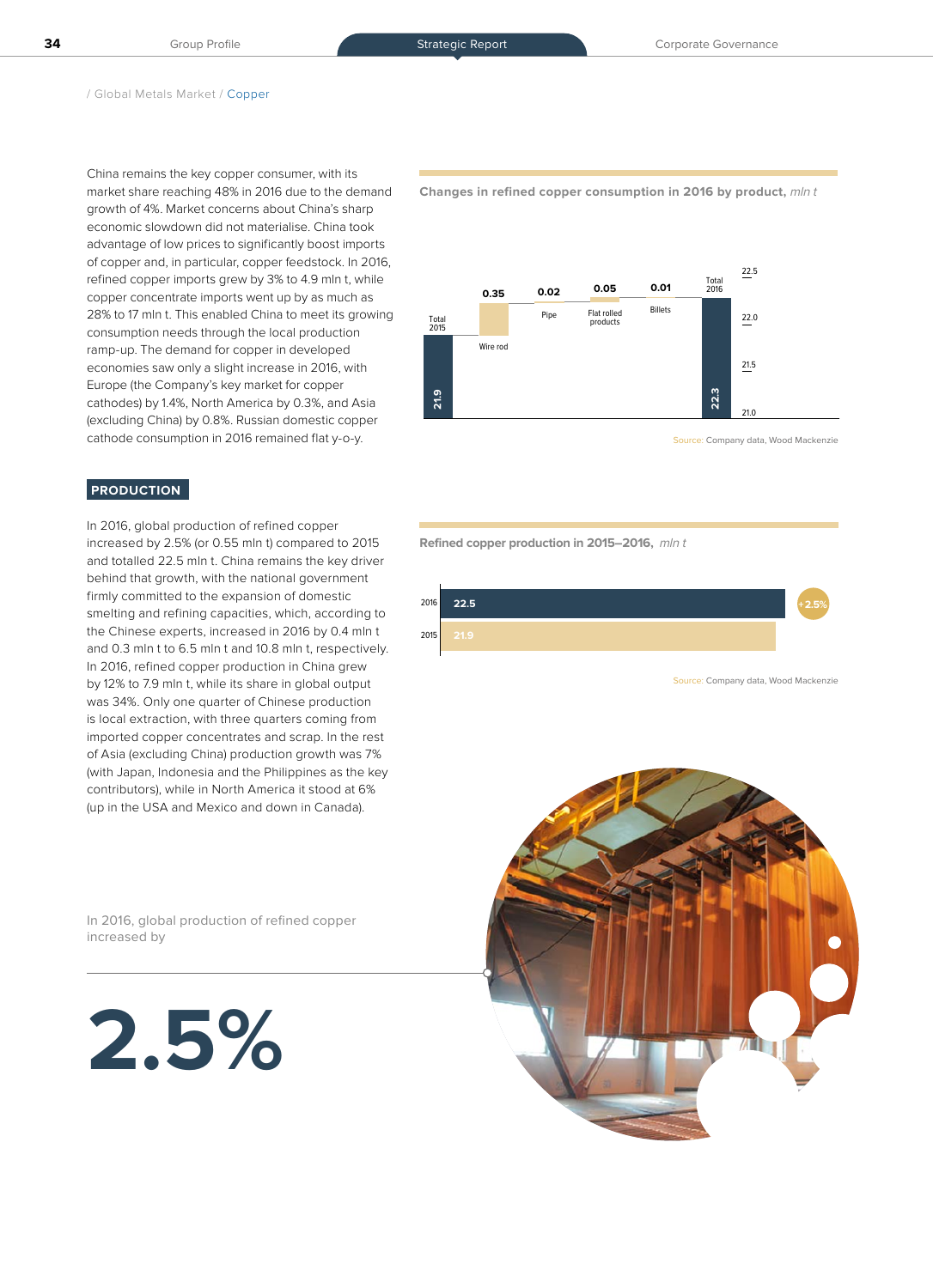/ Global Metals Market / Copper

China remains the key copper consumer, with its market share reaching 48% in 2016 due to the demand growth of 4%. Market concerns about China's sharp economic slowdown did not materialise. China took advantage of low prices to significantly boost imports of copper and, in particular, copper feedstock. In 2016, refined copper imports grew by 3% to 4.9 mln t, while copper concentrate imports went up by as much as 28% to 17 mln t. This enabled China to meet its growing consumption needs through the local production ramp-up. The demand for copper in developed economies saw only a slight increase in 2016, with Europe (the Company's key market for copper cathodes) by 1.4%, North America by 0.3%, and Asia (excluding China) by 0.8%. Russian domestic copper cathode consumption in 2016 remained flat y-o-y.

**Changes in refined copper consumption in 2016 by product,** *mln t*

| Item | Value |
| --- | --- |
| Total 2015 | 21.9 |
| Wire rod | 0.35 |
| Pipe | 0.02 |
| Flat rolled products | 0.05 |
| Billets | 0.01 |
| Total 2016 | 22.3 |

Source: Company data, Wood Mackenzie

## PRODUCTION

In 2016, global production of refined copper increased by 2.5% (or 0.55 mln t) compared to 2015 and totalled 22.5 mln t. China remains the key driver behind that growth, with the national government firmly committed to the expansion of domestic smelting and refining capacities, which, according to the Chinese experts, increased in 2016 by 0.4 mln t and 0.3 mln t to 6.5 mln t and 10.8 mln t, respectively. In 2016, refined copper production in China grew by 12% to 7.9 mln t, while its share in global output was 34%. Only one quarter of Chinese production is local extraction, with three quarters coming from imported copper concentrates and scrap. In the rest of Asia (excluding China) production growth was 7% (with Japan, Indonesia and the Philippines as the key contributors), while in North America it stood at 6% (up in the USA and Mexico and down in Canada).

**Refined copper production in 2015–2016,** *mln t*

| Year | Production |
| --- | --- |
| 2016 | 22.5 (+2.5%) |
| 2015 | 21.9 |

Source: Company data, Wood Mackenzie

In 2016, global production of refined copper increased by

# 2.5%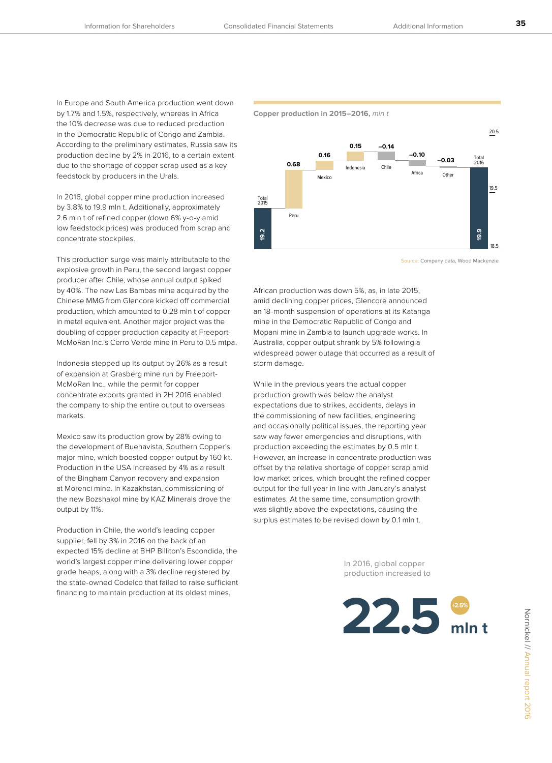In Europe and South America production went down by 1.7% and 1.5%, respectively, whereas in Africa the 10% decrease was due to reduced production in the Democratic Republic of Congo and Zambia. According to the preliminary estimates, Russia saw its production decline by 2% in 2016, to a certain extent due to the shortage of copper scrap used as a key feedstock by producers in the Urals.

In 2016, global copper mine production increased by 3.8% to 19.9 mln t. Additionally, approximately 2.6 mln t of refined copper (down 6% y-o-y amid low feedstock prices) was produced from scrap and concentrate stockpiles.

This production surge was mainly attributable to the explosive growth in Peru, the second largest copper producer after Chile, whose annual output spiked by 40%. The new Las Bambas mine acquired by the Chinese MMG from Glencore kicked off commercial production, which amounted to 0.28 mln t of copper in metal equivalent. Another major project was the doubling of copper production capacity at Freeport-McMoRan Inc.'s Cerro Verde mine in Peru to 0.5 mtpa.

Indonesia stepped up its output by 26% as a result of expansion at Grasberg mine run by Freeport-McMoRan Inc., while the permit for copper concentrate exports granted in 2H 2016 enabled the company to ship the entire output to overseas markets.

Mexico saw its production grow by 28% owing to the development of Buenavista, Southern Copper's major mine, which boosted copper output by 160 kt. Production in the USA increased by 4% as a result of the Bingham Canyon recovery and expansion at Morenci mine. In Kazakhstan, commissioning of the new Bozshakol mine by KAZ Minerals drove the output by 11%.

Production in Chile, the world's leading copper supplier, fell by 3% in 2016 on the back of an expected 15% decline at BHP Billiton's Escondida, the world's largest copper mine delivering lower copper grade heaps, along with a 3% decline registered by the state-owned Codelco that failed to raise sufficient financing to maintain production at its oldest mines.

**Copper production in 2015–2016,** *mln t*

Total 2015
19.2
0.68
Peru
0.16
Mexico
0.15
Indonesia
−0.14
Chile
−0.10
Africa
−0.03
Other
Total 2016
19.9
20.5
19.5
18.5

Source: Company data, Wood Mackenzie

African production was down 5%, as, in late 2015, amid declining copper prices, Glencore announced an 18-month suspension of operations at its Katanga mine in the Democratic Republic of Congo and Mopani mine in Zambia to launch upgrade works. In Australia, copper output shrank by 5% following a widespread power outage that occurred as a result of storm damage.

While in the previous years the actual copper production growth was below the analyst expectations due to strikes, accidents, delays in the commissioning of new facilities, engineering and occasionally political issues, the reporting year saw way fewer emergencies and disruptions, with production exceeding the estimates by 0.5 mln t. However, an increase in concentrate production was offset by the relative shortage of copper scrap amid low market prices, which brought the refined copper output for the full year in line with January's analyst estimates. At the same time, consumption growth was slightly above the expectations, causing the surplus estimates to be revised down by 0.1 mln t.

In 2016, global copper production increased to

**22.5** mln t +2.5%